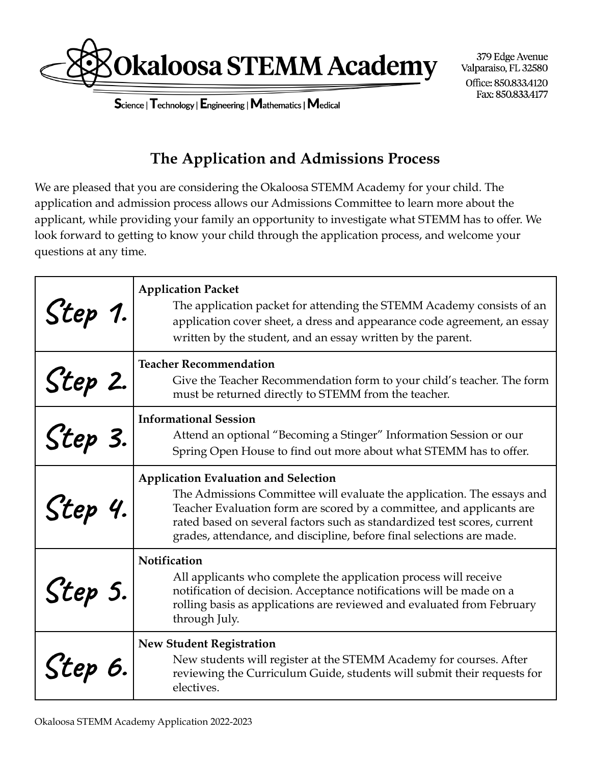# Okaloosa STEMM Academy

**S**cience | **T**echnology | **E**ngineering | **M**athematics | **M**edical

379 Edge Avenue
Valparaiso, FL 32580
Office: 850.833.4120
Fax: 850.833.4177

## The Application and Admissions Process

We are pleased that you are considering the Okaloosa STEMM Academy for your child. The application and admission process allows our Admissions Committee to learn more about the applicant, while providing your family an opportunity to investigate what STEMM has to offer. We look forward to getting to know your child through the application process, and welcome your questions at any time.

| | |
|---|---|
| Step 1. | **Application Packet**<br>The application packet for attending the STEMM Academy consists of an application cover sheet, a dress and appearance code agreement, an essay written by the student, and an essay written by the parent. |
| Step 2. | **Teacher Recommendation**<br>Give the Teacher Recommendation form to your child's teacher. The form must be returned directly to STEMM from the teacher. |
| Step 3. | **Informational Session**<br>Attend an optional "Becoming a Stinger" Information Session or our Spring Open House to find out more about what STEMM has to offer. |
| Step 4. | **Application Evaluation and Selection**<br>The Admissions Committee will evaluate the application. The essays and Teacher Evaluation form are scored by a committee, and applicants are rated based on several factors such as standardized test scores, current grades, attendance, and discipline, before final selections are made. |
| Step 5. | **Notification**<br>All applicants who complete the application process will receive notification of decision. Acceptance notifications will be made on a rolling basis as applications are reviewed and evaluated from February through July. |
| Step 6. | **New Student Registration**<br>New students will register at the STEMM Academy for courses. After reviewing the Curriculum Guide, students will submit their requests for electives. |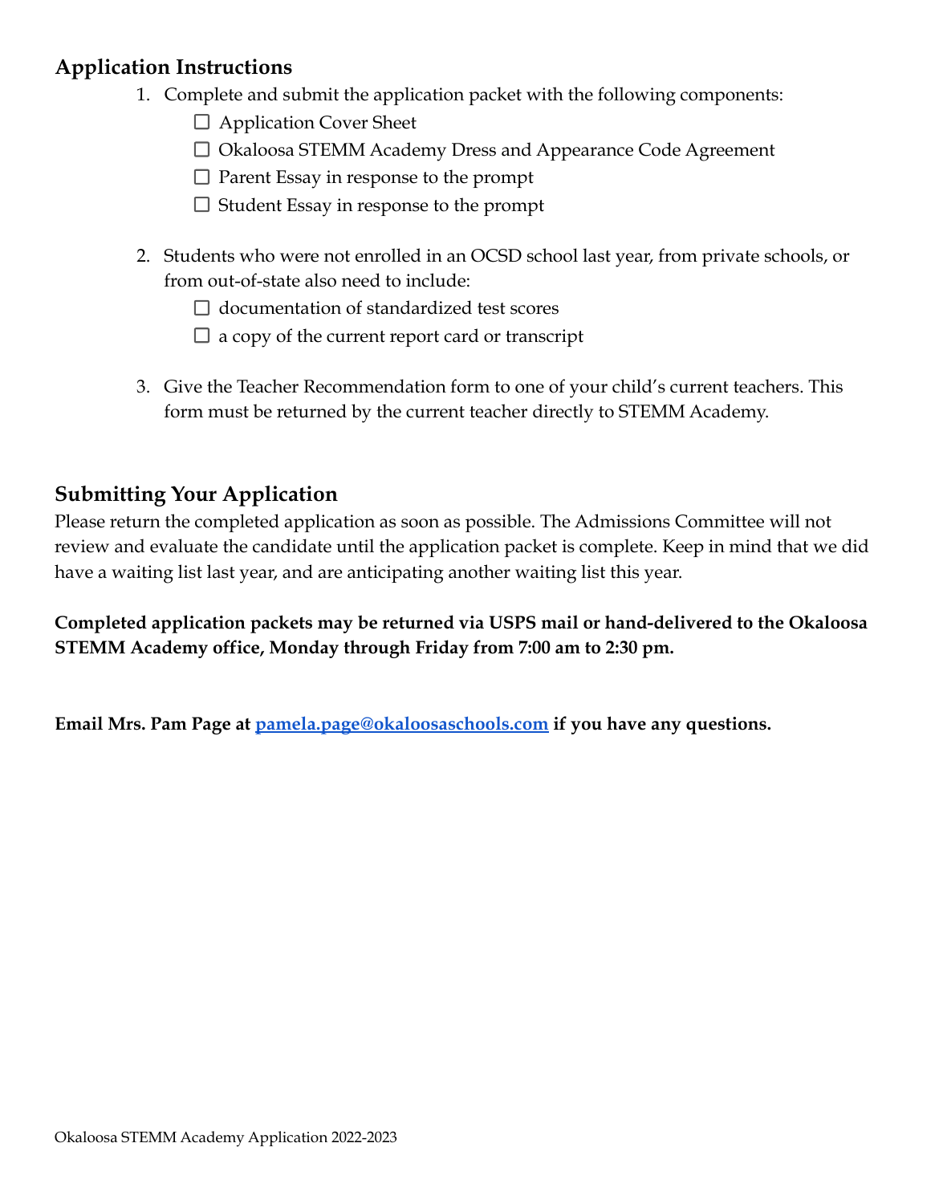## Application Instructions

1. Complete and submit the application packet with the following components:
   - ☐ Application Cover Sheet
   - ☐ Okaloosa STEMM Academy Dress and Appearance Code Agreement
   - ☐ Parent Essay in response to the prompt
   - ☐ Student Essay in response to the prompt

2. Students who were not enrolled in an OCSD school last year, from private schools, or from out-of-state also need to include:
   - ☐ documentation of standardized test scores
   - ☐ a copy of the current report card or transcript

3. Give the Teacher Recommendation form to one of your child's current teachers. This form must be returned by the current teacher directly to STEMM Academy.

## Submitting Your Application

Please return the completed application as soon as possible. The Admissions Committee will not review and evaluate the candidate until the application packet is complete. Keep in mind that we did have a waiting list last year, and are anticipating another waiting list this year.

**Completed application packets may be returned via USPS mail or hand-delivered to the Okaloosa STEMM Academy office, Monday through Friday from 7:00 am to 2:30 pm.**

**Email Mrs. Pam Page at [pamela.page@okaloosaschools.com](mailto:pamela.page@okaloosaschools.com) if you have any questions.**